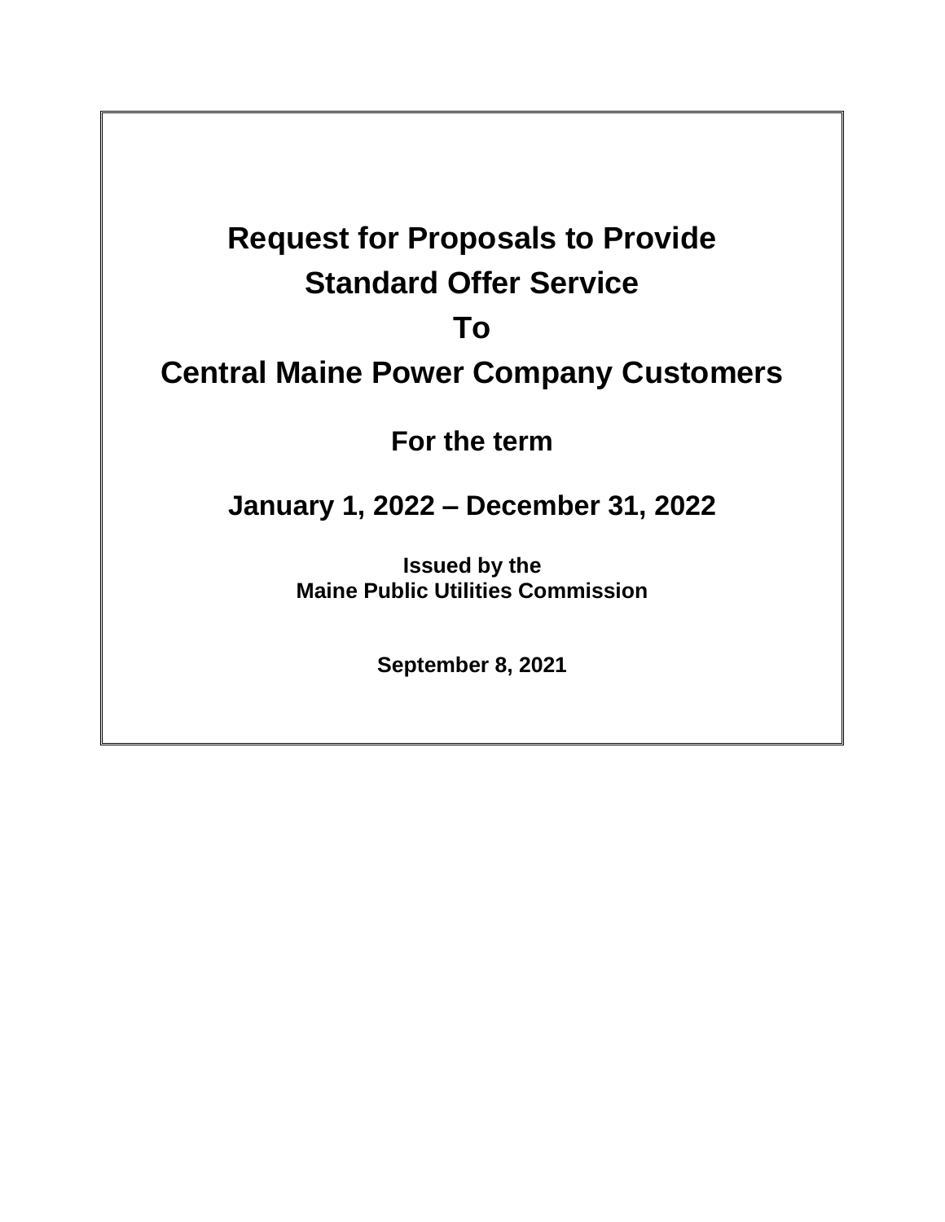# Request for Proposals to Provide Standard Offer Service To Central Maine Power Company Customers

## For the term

## January 1, 2022 – December 31, 2022

**Issued by the**
**Maine Public Utilities Commission**

**September 8, 2021**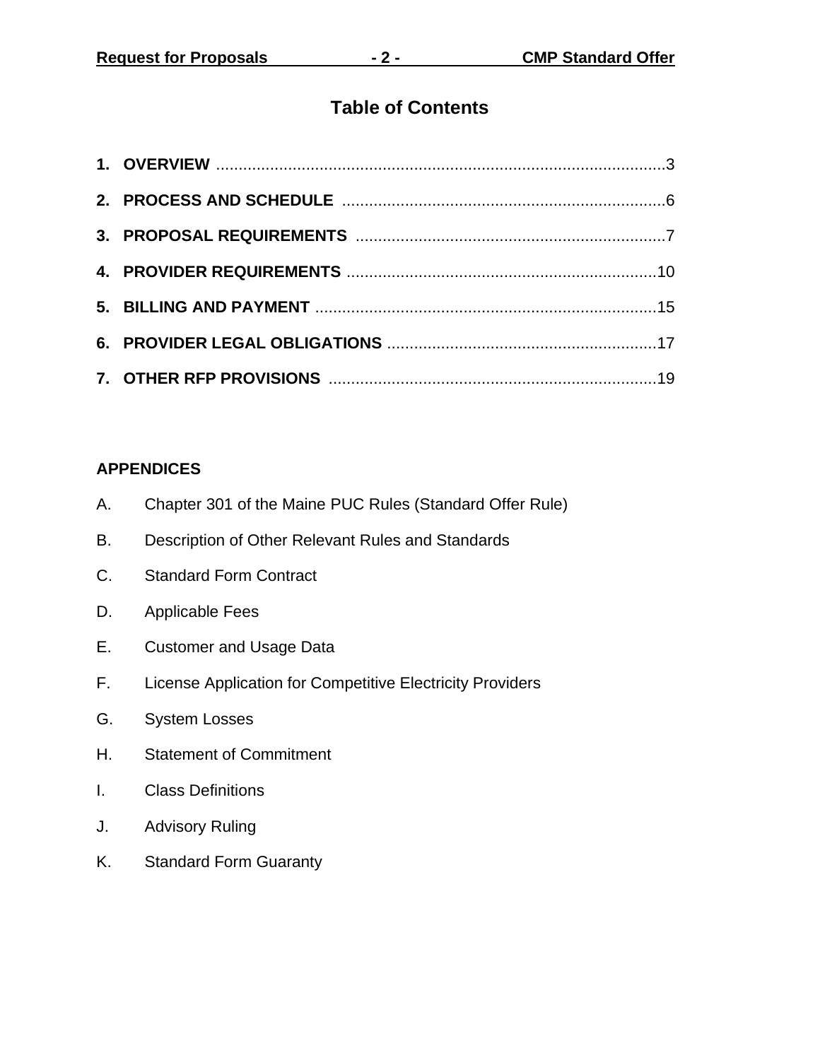# Table of Contents

**1. OVERVIEW** .................................................................................................3

**2. PROCESS AND SCHEDULE** .........................................................................6

**3. PROPOSAL REQUIREMENTS** .....................................................................7

**4. PROVIDER REQUIREMENTS** .....................................................................10

**5. BILLING AND PAYMENT** ............................................................................15

**6. PROVIDER LEGAL OBLIGATIONS** ............................................................17

**7. OTHER RFP PROVISIONS** .........................................................................19

**APPENDICES**

A. Chapter 301 of the Maine PUC Rules (Standard Offer Rule)

B. Description of Other Relevant Rules and Standards

C. Standard Form Contract

D. Applicable Fees

E. Customer and Usage Data

F. License Application for Competitive Electricity Providers

G. System Losses

H. Statement of Commitment

I. Class Definitions

J. Advisory Ruling

K. Standard Form Guaranty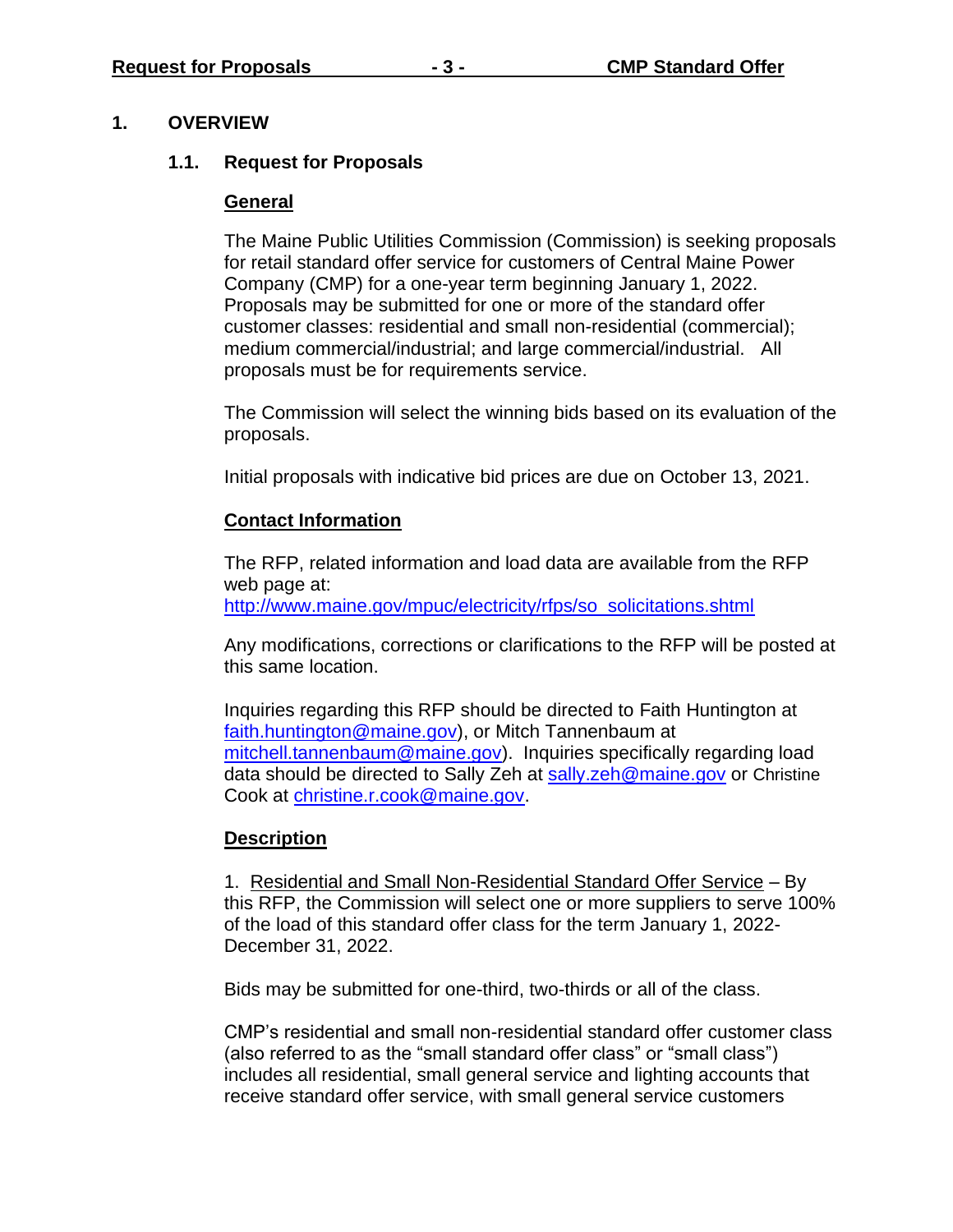# 1. OVERVIEW

## 1.1. Request for Proposals

### General

The Maine Public Utilities Commission (Commission) is seeking proposals for retail standard offer service for customers of Central Maine Power Company (CMP) for a one-year term beginning January 1, 2022. Proposals may be submitted for one or more of the standard offer customer classes: residential and small non-residential (commercial); medium commercial/industrial; and large commercial/industrial. All proposals must be for requirements service.

The Commission will select the winning bids based on its evaluation of the proposals.

Initial proposals with indicative bid prices are due on October 13, 2021.

### Contact Information

The RFP, related information and load data are available from the RFP web page at: [http://www.maine.gov/mpuc/electricity/rfps/so_solicitations.shtml](http://www.maine.gov/mpuc/electricity/rfps/so_solicitations.shtml)

Any modifications, corrections or clarifications to the RFP will be posted at this same location.

Inquiries regarding this RFP should be directed to Faith Huntington at [faith.huntington@maine.gov](mailto:faith.huntington@maine.gov)), or Mitch Tannenbaum at [mitchell.tannenbaum@maine.gov](mailto:mitchell.tannenbaum@maine.gov)). Inquiries specifically regarding load data should be directed to Sally Zeh at [sally.zeh@maine.gov](mailto:sally.zeh@maine.gov) or Christine Cook at [christine.r.cook@maine.gov](mailto:christine.r.cook@maine.gov).

### Description

1. Residential and Small Non-Residential Standard Offer Service – By this RFP, the Commission will select one or more suppliers to serve 100% of the load of this standard offer class for the term January 1, 2022-December 31, 2022.

Bids may be submitted for one-third, two-thirds or all of the class.

CMP's residential and small non-residential standard offer customer class (also referred to as the "small standard offer class" or "small class") includes all residential, small general service and lighting accounts that receive standard offer service, with small general service customers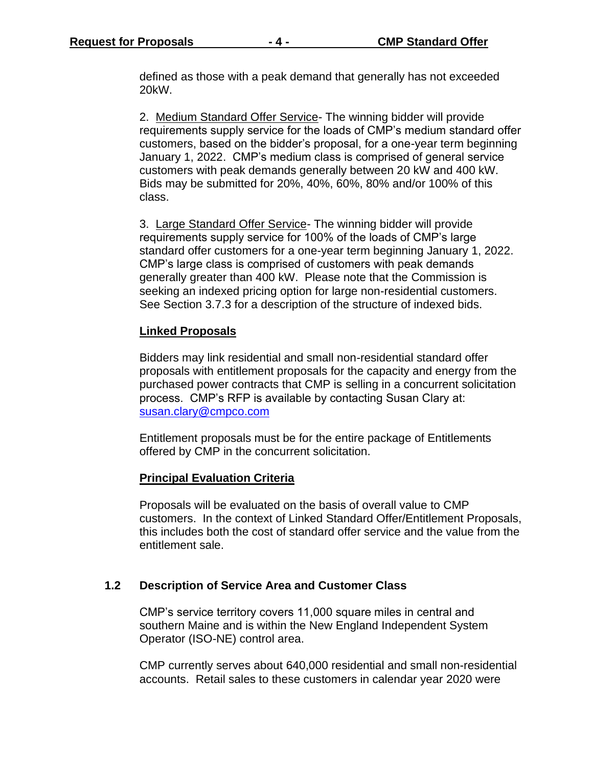defined as those with a peak demand that generally has not exceeded 20kW.

2. Medium Standard Offer Service- The winning bidder will provide requirements supply service for the loads of CMP's medium standard offer customers, based on the bidder's proposal, for a one-year term beginning January 1, 2022. CMP's medium class is comprised of general service customers with peak demands generally between 20 kW and 400 kW. Bids may be submitted for 20%, 40%, 60%, 80% and/or 100% of this class.

3. Large Standard Offer Service- The winning bidder will provide requirements supply service for 100% of the loads of CMP's large standard offer customers for a one-year term beginning January 1, 2022. CMP's large class is comprised of customers with peak demands generally greater than 400 kW. Please note that the Commission is seeking an indexed pricing option for large non-residential customers. See Section 3.7.3 for a description of the structure of indexed bids.

**Linked Proposals**

Bidders may link residential and small non-residential standard offer proposals with entitlement proposals for the capacity and energy from the purchased power contracts that CMP is selling in a concurrent solicitation process. CMP's RFP is available by contacting Susan Clary at: susan.clary@cmpco.com

Entitlement proposals must be for the entire package of Entitlements offered by CMP in the concurrent solicitation.

**Principal Evaluation Criteria**

Proposals will be evaluated on the basis of overall value to CMP customers. In the context of Linked Standard Offer/Entitlement Proposals, this includes both the cost of standard offer service and the value from the entitlement sale.

### 1.2 Description of Service Area and Customer Class

CMP's service territory covers 11,000 square miles in central and southern Maine and is within the New England Independent System Operator (ISO-NE) control area.

CMP currently serves about 640,000 residential and small non-residential accounts. Retail sales to these customers in calendar year 2020 were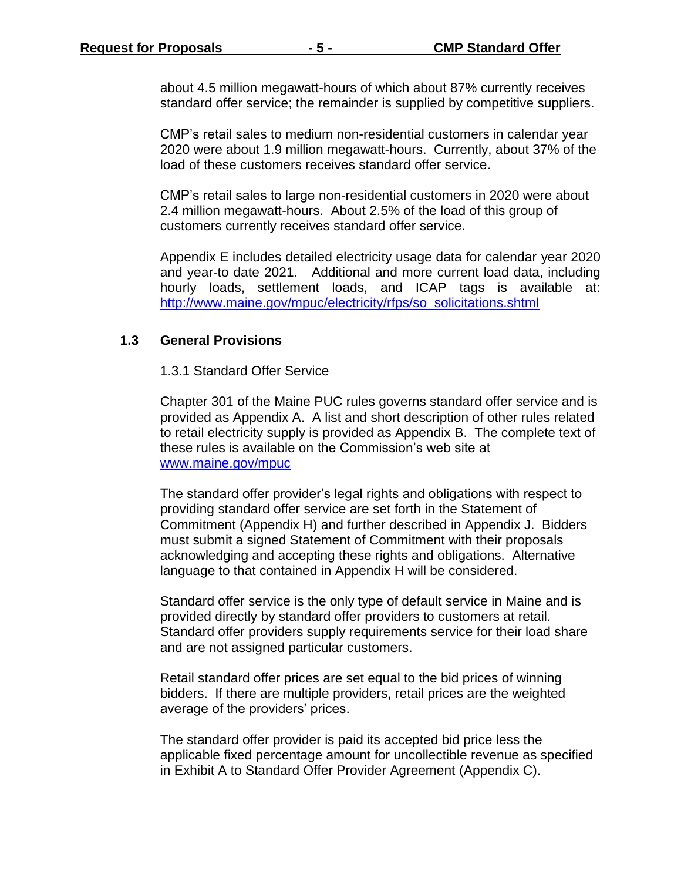about 4.5 million megawatt-hours of which about 87% currently receives standard offer service; the remainder is supplied by competitive suppliers.

CMP's retail sales to medium non-residential customers in calendar year 2020 were about 1.9 million megawatt-hours. Currently, about 37% of the load of these customers receives standard offer service.

CMP's retail sales to large non-residential customers in 2020 were about 2.4 million megawatt-hours. About 2.5% of the load of this group of customers currently receives standard offer service.

Appendix E includes detailed electricity usage data for calendar year 2020 and year-to date 2021. Additional and more current load data, including hourly loads, settlement loads, and ICAP tags is available at: [http://www.maine.gov/mpuc/electricity/rfps/so_solicitations.shtml](http://www.maine.gov/mpuc/electricity/rfps/so_solicitations.shtml)

## 1.3 General Provisions

### 1.3.1 Standard Offer Service

Chapter 301 of the Maine PUC rules governs standard offer service and is provided as Appendix A. A list and short description of other rules related to retail electricity supply is provided as Appendix B. The complete text of these rules is available on the Commission's web site at [www.maine.gov/mpuc](http://www.maine.gov/mpuc)

The standard offer provider's legal rights and obligations with respect to providing standard offer service are set forth in the Statement of Commitment (Appendix H) and further described in Appendix J. Bidders must submit a signed Statement of Commitment with their proposals acknowledging and accepting these rights and obligations. Alternative language to that contained in Appendix H will be considered.

Standard offer service is the only type of default service in Maine and is provided directly by standard offer providers to customers at retail. Standard offer providers supply requirements service for their load share and are not assigned particular customers.

Retail standard offer prices are set equal to the bid prices of winning bidders. If there are multiple providers, retail prices are the weighted average of the providers' prices.

The standard offer provider is paid its accepted bid price less the applicable fixed percentage amount for uncollectible revenue as specified in Exhibit A to Standard Offer Provider Agreement (Appendix C).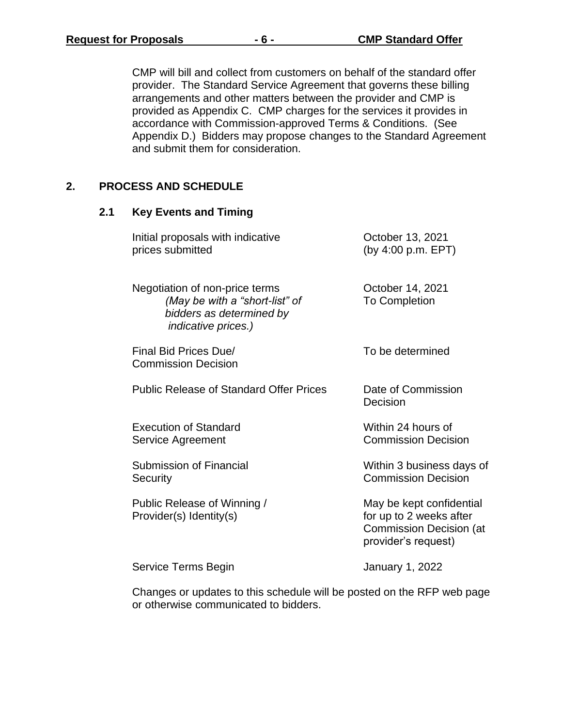CMP will bill and collect from customers on behalf of the standard offer provider. The Standard Service Agreement that governs these billing arrangements and other matters between the provider and CMP is provided as Appendix C. CMP charges for the services it provides in accordance with Commission-approved Terms & Conditions. (See Appendix D.) Bidders may propose changes to the Standard Agreement and submit them for consideration.

## 2. PROCESS AND SCHEDULE

### 2.1 Key Events and Timing

| Event | Timing |
|---|---|
| Initial proposals with indicative prices submitted | October 13, 2021 (by 4:00 p.m. EPT) |
| Negotiation of non-price terms *(May be with a "short-list" of bidders as determined by indicative prices.)* | October 14, 2021 To Completion |
| Final Bid Prices Due/ Commission Decision | To be determined |
| Public Release of Standard Offer Prices | Date of Commission Decision |
| Execution of Standard Service Agreement | Within 24 hours of Commission Decision |
| Submission of Financial Security | Within 3 business days of Commission Decision |
| Public Release of Winning / Provider(s) Identity(s) | May be kept confidential for up to 2 weeks after Commission Decision (at provider's request) |
| Service Terms Begin | January 1, 2022 |

Changes or updates to this schedule will be posted on the RFP web page or otherwise communicated to bidders.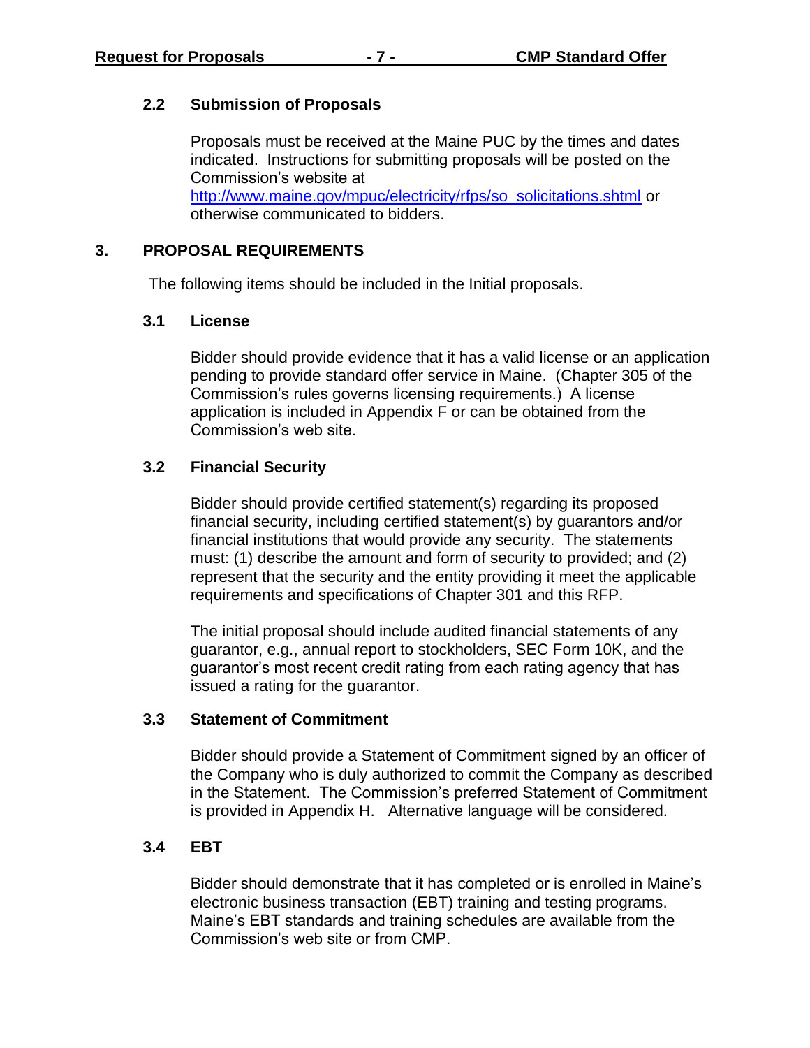### 2.2 Submission of Proposals

Proposals must be received at the Maine PUC by the times and dates indicated. Instructions for submitting proposals will be posted on the Commission's website at [http://www.maine.gov/mpuc/electricity/rfps/so_solicitations.shtml](http://www.maine.gov/mpuc/electricity/rfps/so_solicitations.shtml) or otherwise communicated to bidders.

## 3. PROPOSAL REQUIREMENTS

The following items should be included in the Initial proposals.

### 3.1 License

Bidder should provide evidence that it has a valid license or an application pending to provide standard offer service in Maine. (Chapter 305 of the Commission's rules governs licensing requirements.) A license application is included in Appendix F or can be obtained from the Commission's web site.

### 3.2 Financial Security

Bidder should provide certified statement(s) regarding its proposed financial security, including certified statement(s) by guarantors and/or financial institutions that would provide any security. The statements must: (1) describe the amount and form of security to provided; and (2) represent that the security and the entity providing it meet the applicable requirements and specifications of Chapter 301 and this RFP.

The initial proposal should include audited financial statements of any guarantor, e.g., annual report to stockholders, SEC Form 10K, and the guarantor's most recent credit rating from each rating agency that has issued a rating for the guarantor.

### 3.3 Statement of Commitment

Bidder should provide a Statement of Commitment signed by an officer of the Company who is duly authorized to commit the Company as described in the Statement. The Commission's preferred Statement of Commitment is provided in Appendix H. Alternative language will be considered.

### 3.4 EBT

Bidder should demonstrate that it has completed or is enrolled in Maine's electronic business transaction (EBT) training and testing programs. Maine's EBT standards and training schedules are available from the Commission's web site or from CMP.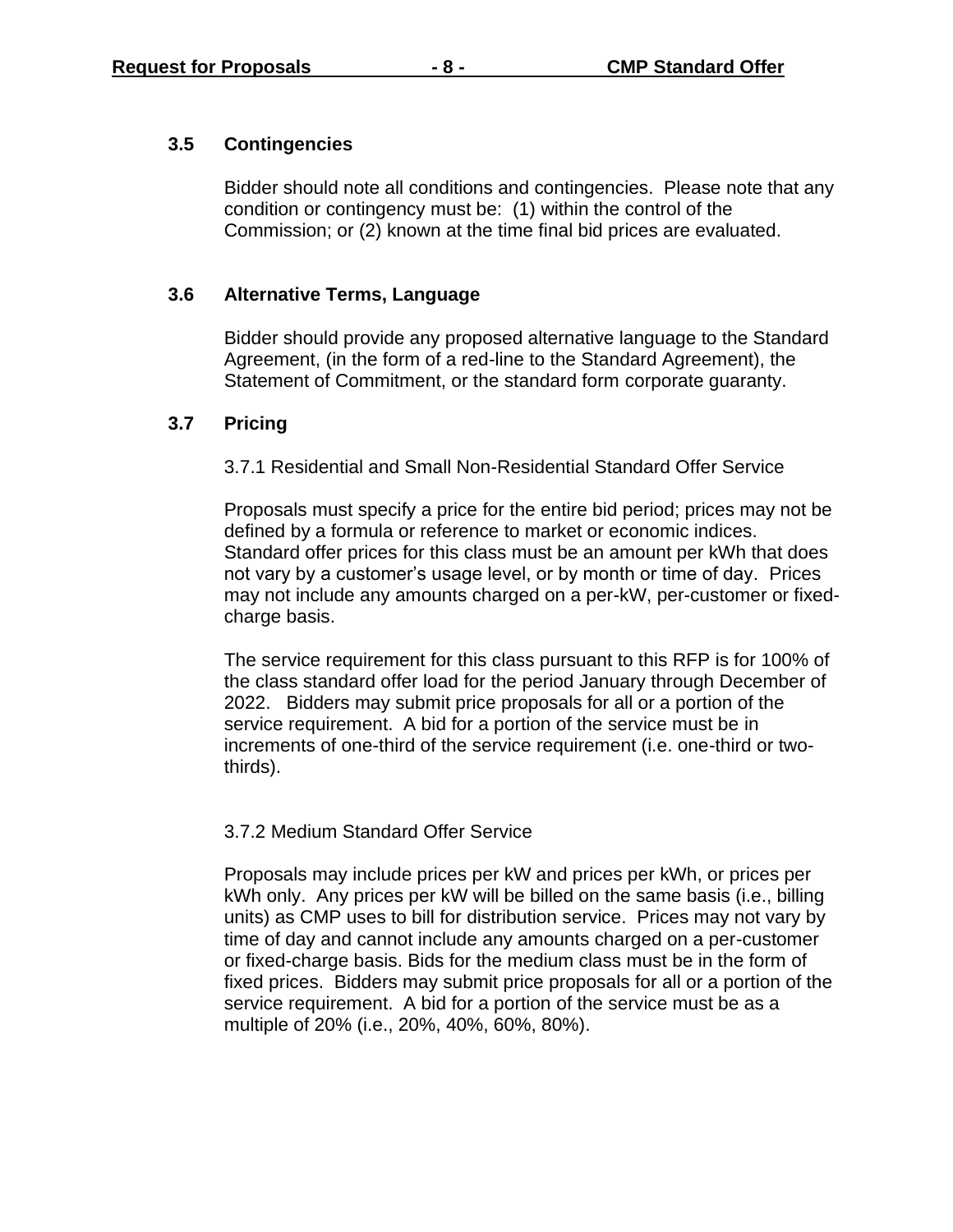### 3.5 Contingencies

Bidder should note all conditions and contingencies. Please note that any condition or contingency must be: (1) within the control of the Commission; or (2) known at the time final bid prices are evaluated.

### 3.6 Alternative Terms, Language

Bidder should provide any proposed alternative language to the Standard Agreement, (in the form of a red-line to the Standard Agreement), the Statement of Commitment, or the standard form corporate guaranty.

### 3.7 Pricing

3.7.1 Residential and Small Non-Residential Standard Offer Service

Proposals must specify a price for the entire bid period; prices may not be defined by a formula or reference to market or economic indices. Standard offer prices for this class must be an amount per kWh that does not vary by a customer's usage level, or by month or time of day. Prices may not include any amounts charged on a per-kW, per-customer or fixed-charge basis.

The service requirement for this class pursuant to this RFP is for 100% of the class standard offer load for the period January through December of 2022. Bidders may submit price proposals for all or a portion of the service requirement. A bid for a portion of the service must be in increments of one-third of the service requirement (i.e. one-third or two-thirds).

3.7.2 Medium Standard Offer Service

Proposals may include prices per kW and prices per kWh, or prices per kWh only. Any prices per kW will be billed on the same basis (i.e., billing units) as CMP uses to bill for distribution service. Prices may not vary by time of day and cannot include any amounts charged on a per-customer or fixed-charge basis. Bids for the medium class must be in the form of fixed prices. Bidders may submit price proposals for all or a portion of the service requirement. A bid for a portion of the service must be as a multiple of 20% (i.e., 20%, 40%, 60%, 80%).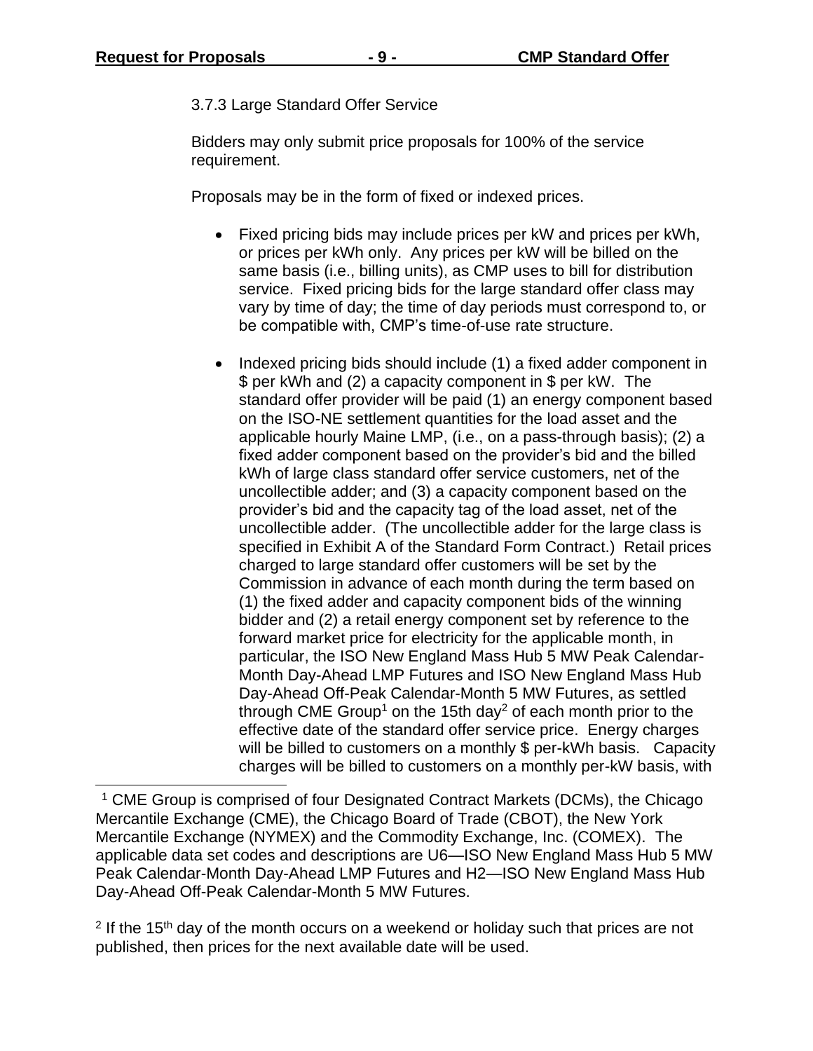### 3.7.3 Large Standard Offer Service

Bidders may only submit price proposals for 100% of the service requirement.

Proposals may be in the form of fixed or indexed prices.

- Fixed pricing bids may include prices per kW and prices per kWh, or prices per kWh only. Any prices per kW will be billed on the same basis (i.e., billing units), as CMP uses to bill for distribution service. Fixed pricing bids for the large standard offer class may vary by time of day; the time of day periods must correspond to, or be compatible with, CMP's time-of-use rate structure.

- Indexed pricing bids should include (1) a fixed adder component in $ per kWh and (2) a capacity component in $ per kW. The standard offer provider will be paid (1) an energy component based on the ISO-NE settlement quantities for the load asset and the applicable hourly Maine LMP, (i.e., on a pass-through basis); (2) a fixed adder component based on the provider's bid and the billed kWh of large class standard offer service customers, net of the uncollectible adder; and (3) a capacity component based on the provider's bid and the capacity tag of the load asset, net of the uncollectible adder. (The uncollectible adder for the large class is specified in Exhibit A of the Standard Form Contract.) Retail prices charged to large standard offer customers will be set by the Commission in advance of each month during the term based on (1) the fixed adder and capacity component bids of the winning bidder and (2) a retail energy component set by reference to the forward market price for electricity for the applicable month, in particular, the ISO New England Mass Hub 5 MW Peak Calendar-Month Day-Ahead LMP Futures and ISO New England Mass Hub Day-Ahead Off-Peak Calendar-Month 5 MW Futures, as settled through CME Group[1] on the 15th day[2] of each month prior to the effective date of the standard offer service price. Energy charges will be billed to customers on a monthly $ per-kWh basis. Capacity charges will be billed to customers on a monthly per-kW basis, with

---

[1] CME Group is comprised of four Designated Contract Markets (DCMs), the Chicago Mercantile Exchange (CME), the Chicago Board of Trade (CBOT), the New York Mercantile Exchange (NYMEX) and the Commodity Exchange, Inc. (COMEX). The applicable data set codes and descriptions are U6—ISO New England Mass Hub 5 MW Peak Calendar-Month Day-Ahead LMP Futures and H2—ISO New England Mass Hub Day-Ahead Off-Peak Calendar-Month 5 MW Futures.

[2] If the 15th day of the month occurs on a weekend or holiday such that prices are not published, then prices for the next available date will be used.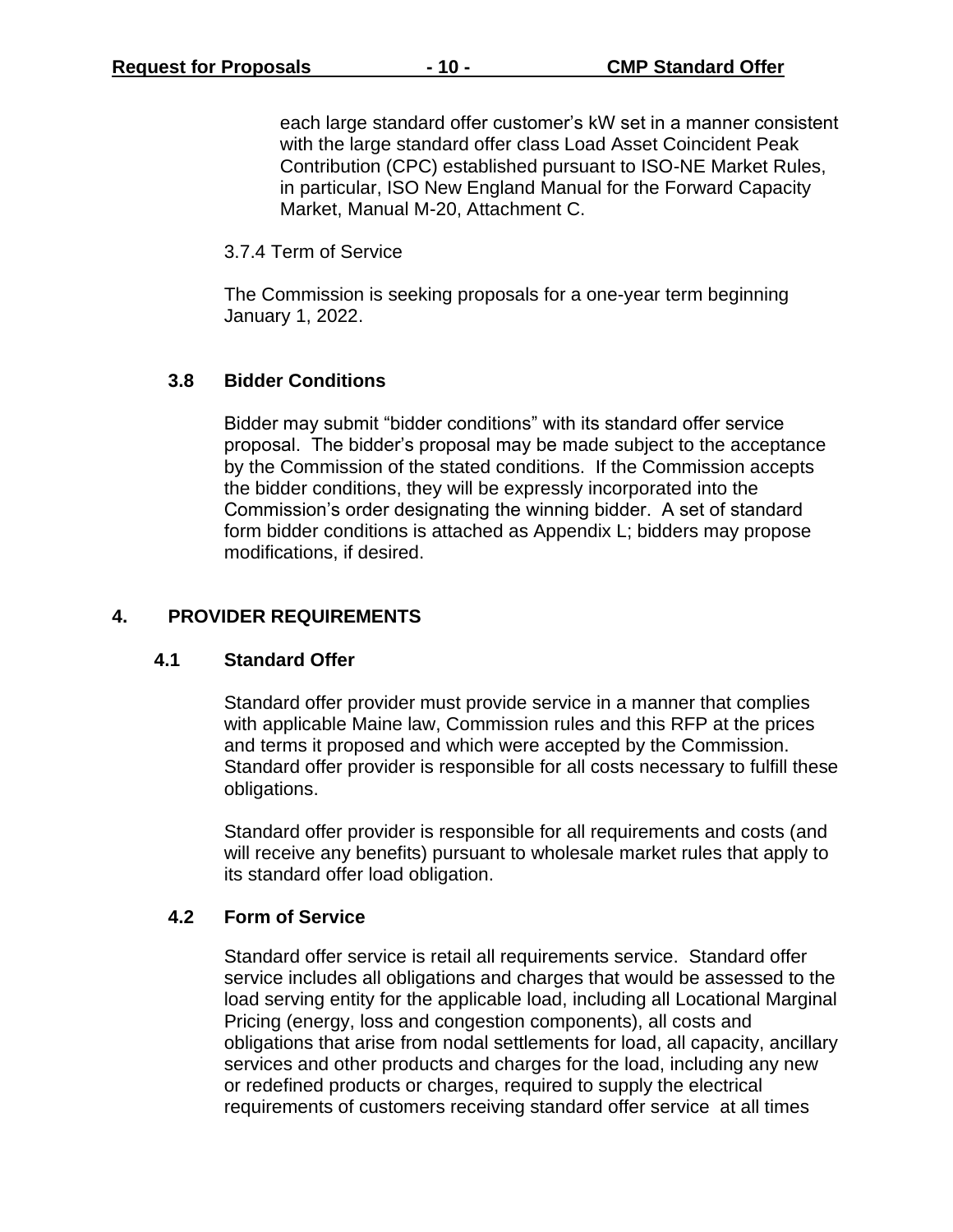each large standard offer customer's kW set in a manner consistent with the large standard offer class Load Asset Coincident Peak Contribution (CPC) established pursuant to ISO-NE Market Rules, in particular, ISO New England Manual for the Forward Capacity Market, Manual M-20, Attachment C.

3.7.4 Term of Service

The Commission is seeking proposals for a one-year term beginning January 1, 2022.

### 3.8 Bidder Conditions

Bidder may submit "bidder conditions" with its standard offer service proposal. The bidder's proposal may be made subject to the acceptance by the Commission of the stated conditions. If the Commission accepts the bidder conditions, they will be expressly incorporated into the Commission's order designating the winning bidder. A set of standard form bidder conditions is attached as Appendix L; bidders may propose modifications, if desired.

## 4. PROVIDER REQUIREMENTS

### 4.1 Standard Offer

Standard offer provider must provide service in a manner that complies with applicable Maine law, Commission rules and this RFP at the prices and terms it proposed and which were accepted by the Commission. Standard offer provider is responsible for all costs necessary to fulfill these obligations.

Standard offer provider is responsible for all requirements and costs (and will receive any benefits) pursuant to wholesale market rules that apply to its standard offer load obligation.

### 4.2 Form of Service

Standard offer service is retail all requirements service. Standard offer service includes all obligations and charges that would be assessed to the load serving entity for the applicable load, including all Locational Marginal Pricing (energy, loss and congestion components), all costs and obligations that arise from nodal settlements for load, all capacity, ancillary services and other products and charges for the load, including any new or redefined products or charges, required to supply the electrical requirements of customers receiving standard offer service at all times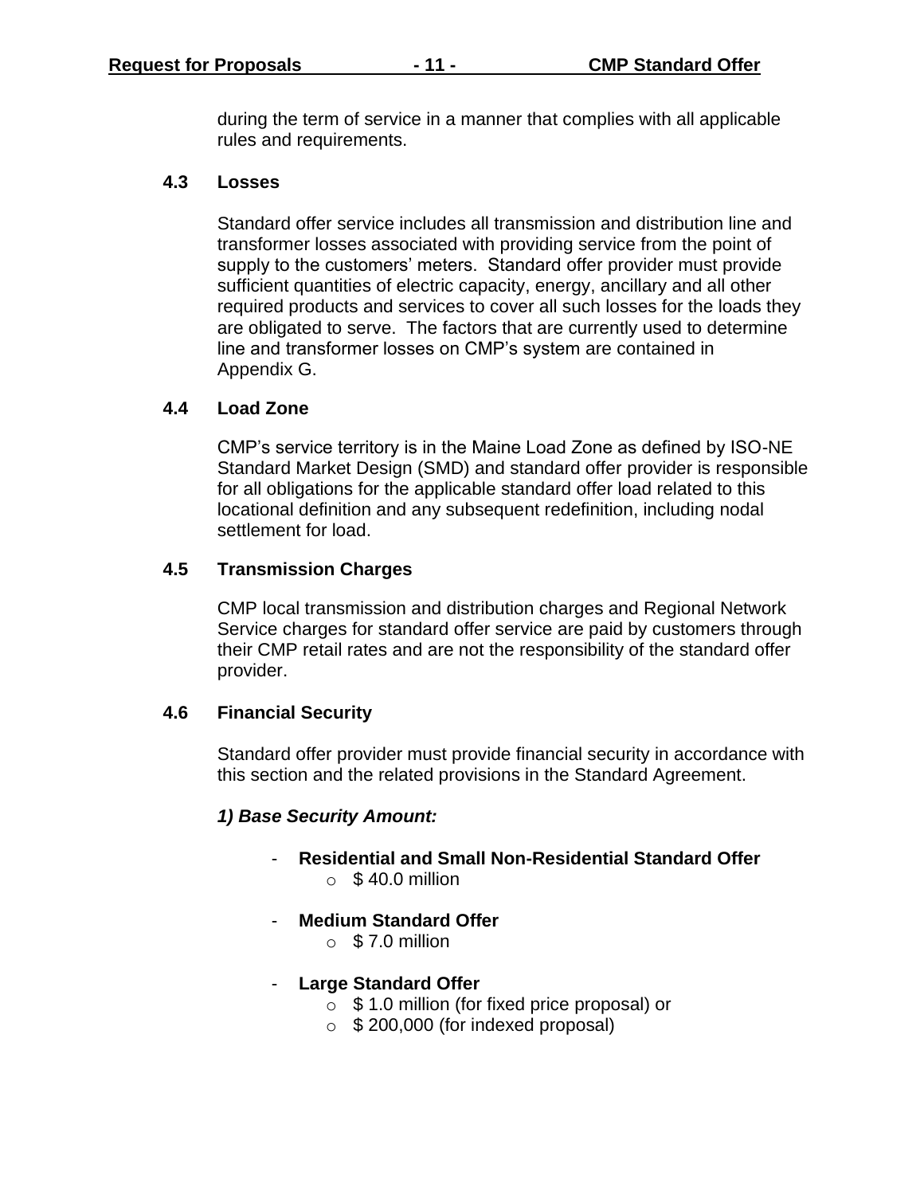during the term of service in a manner that complies with all applicable rules and requirements.

### 4.3 Losses

Standard offer service includes all transmission and distribution line and transformer losses associated with providing service from the point of supply to the customers' meters. Standard offer provider must provide sufficient quantities of electric capacity, energy, ancillary and all other required products and services to cover all such losses for the loads they are obligated to serve. The factors that are currently used to determine line and transformer losses on CMP's system are contained in Appendix G.

### 4.4 Load Zone

CMP's service territory is in the Maine Load Zone as defined by ISO-NE Standard Market Design (SMD) and standard offer provider is responsible for all obligations for the applicable standard offer load related to this locational definition and any subsequent redefinition, including nodal settlement for load.

### 4.5 Transmission Charges

CMP local transmission and distribution charges and Regional Network Service charges for standard offer service are paid by customers through their CMP retail rates and are not the responsibility of the standard offer provider.

### 4.6 Financial Security

Standard offer provider must provide financial security in accordance with this section and the related provisions in the Standard Agreement.

***1) Base Security Amount:***

- **Residential and Small Non-Residential Standard Offer**
  - $ 40.0 million
- **Medium Standard Offer**
  - $ 7.0 million
- **Large Standard Offer**
  - $ 1.0 million (for fixed price proposal) or
  - $ 200,000 (for indexed proposal)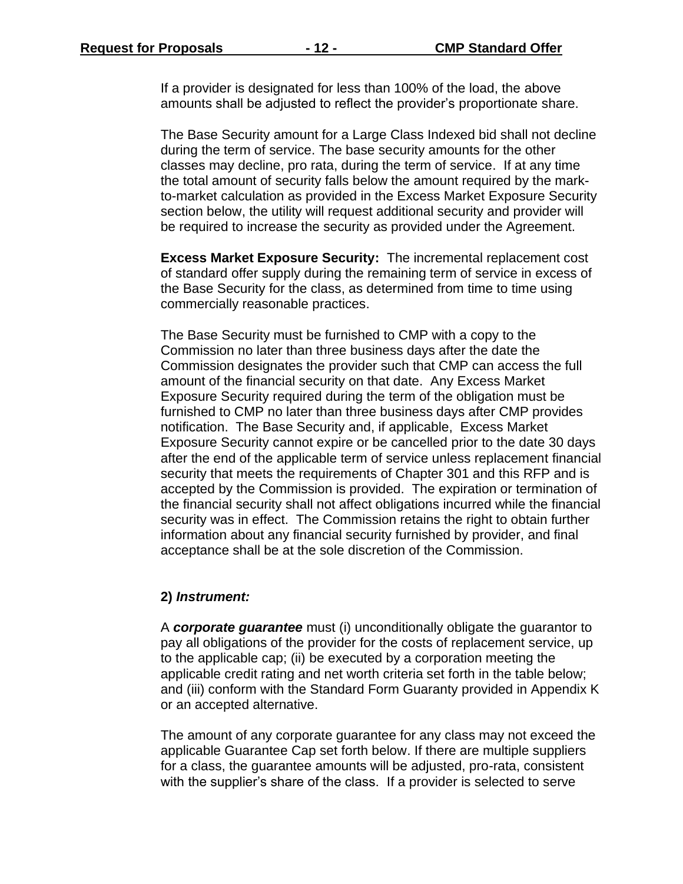If a provider is designated for less than 100% of the load, the above amounts shall be adjusted to reflect the provider's proportionate share.

The Base Security amount for a Large Class Indexed bid shall not decline during the term of service. The base security amounts for the other classes may decline, pro rata, during the term of service. If at any time the total amount of security falls below the amount required by the mark-to-market calculation as provided in the Excess Market Exposure Security section below, the utility will request additional security and provider will be required to increase the security as provided under the Agreement.

**Excess Market Exposure Security:** The incremental replacement cost of standard offer supply during the remaining term of service in excess of the Base Security for the class, as determined from time to time using commercially reasonable practices.

The Base Security must be furnished to CMP with a copy to the Commission no later than three business days after the date the Commission designates the provider such that CMP can access the full amount of the financial security on that date. Any Excess Market Exposure Security required during the term of the obligation must be furnished to CMP no later than three business days after CMP provides notification. The Base Security and, if applicable, Excess Market Exposure Security cannot expire or be cancelled prior to the date 30 days after the end of the applicable term of service unless replacement financial security that meets the requirements of Chapter 301 and this RFP and is accepted by the Commission is provided. The expiration or termination of the financial security shall not affect obligations incurred while the financial security was in effect. The Commission retains the right to obtain further information about any financial security furnished by provider, and final acceptance shall be at the sole discretion of the Commission.

**2)** ***Instrument:***

A ***corporate guarantee*** must (i) unconditionally obligate the guarantor to pay all obligations of the provider for the costs of replacement service, up to the applicable cap; (ii) be executed by a corporation meeting the applicable credit rating and net worth criteria set forth in the table below; and (iii) conform with the Standard Form Guaranty provided in Appendix K or an accepted alternative.

The amount of any corporate guarantee for any class may not exceed the applicable Guarantee Cap set forth below. If there are multiple suppliers for a class, the guarantee amounts will be adjusted, pro-rata, consistent with the supplier's share of the class. If a provider is selected to serve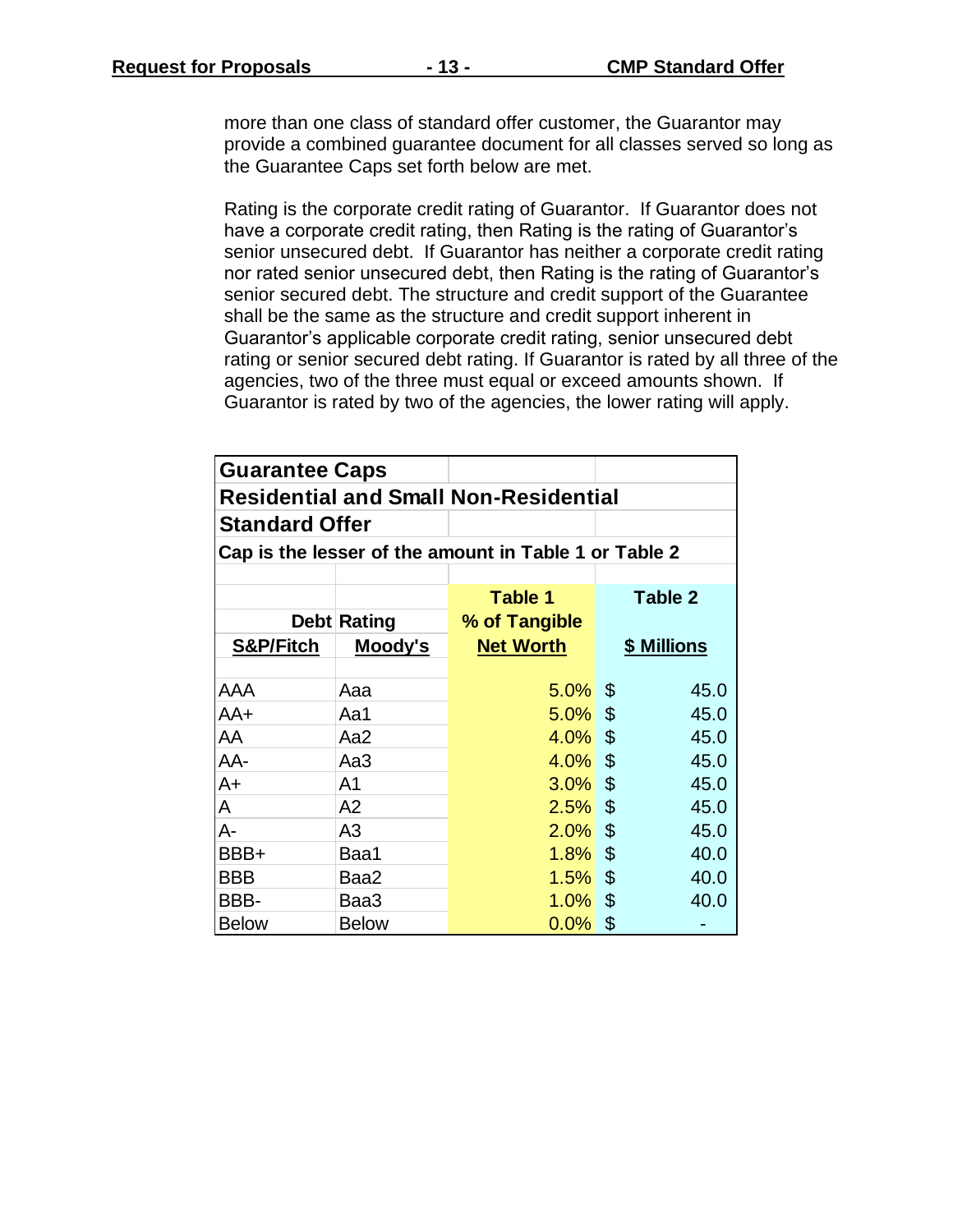more than one class of standard offer customer, the Guarantor may provide a combined guarantee document for all classes served so long as the Guarantee Caps set forth below are met.

Rating is the corporate credit rating of Guarantor. If Guarantor does not have a corporate credit rating, then Rating is the rating of Guarantor's senior unsecured debt. If Guarantor has neither a corporate credit rating nor rated senior unsecured debt, then Rating is the rating of Guarantor's senior secured debt. The structure and credit support of the Guarantee shall be the same as the structure and credit support inherent in Guarantor's applicable corporate credit rating, senior unsecured debt rating or senior secured debt rating. If Guarantor is rated by all three of the agencies, two of the three must equal or exceed amounts shown. If Guarantor is rated by two of the agencies, the lower rating will apply.

| **Guarantee Caps** | | | |
|---|---|---|---|
| **Residential and Small Non-Residential** | | | |
| **Standard Offer** | | | |
| **Cap is the lesser of the amount in Table 1 or Table 2** | | | |
| | | **Table 1** | **Table 2** |
| **Debt Rating** | | **% of Tangible** | |
| **S&P/Fitch** | **Moody's** | **Net Worth** | **$ Millions** |
| AAA | Aaa | 5.0% | $ 45.0 |
| AA+ | Aa1 | 5.0% | $ 45.0 |
| AA | Aa2 | 4.0% | $ 45.0 |
| AA- | Aa3 | 4.0% | $ 45.0 |
| A+ | A1 | 3.0% | $ 45.0 |
| A | A2 | 2.5% | $ 45.0 |
| A- | A3 | 2.0% | $ 45.0 |
| BBB+ | Baa1 | 1.8% | $ 40.0 |
| BBB | Baa2 | 1.5% | $ 40.0 |
| BBB- | Baa3 | 1.0% | $ 40.0 |
| Below | Below | 0.0% | $ - |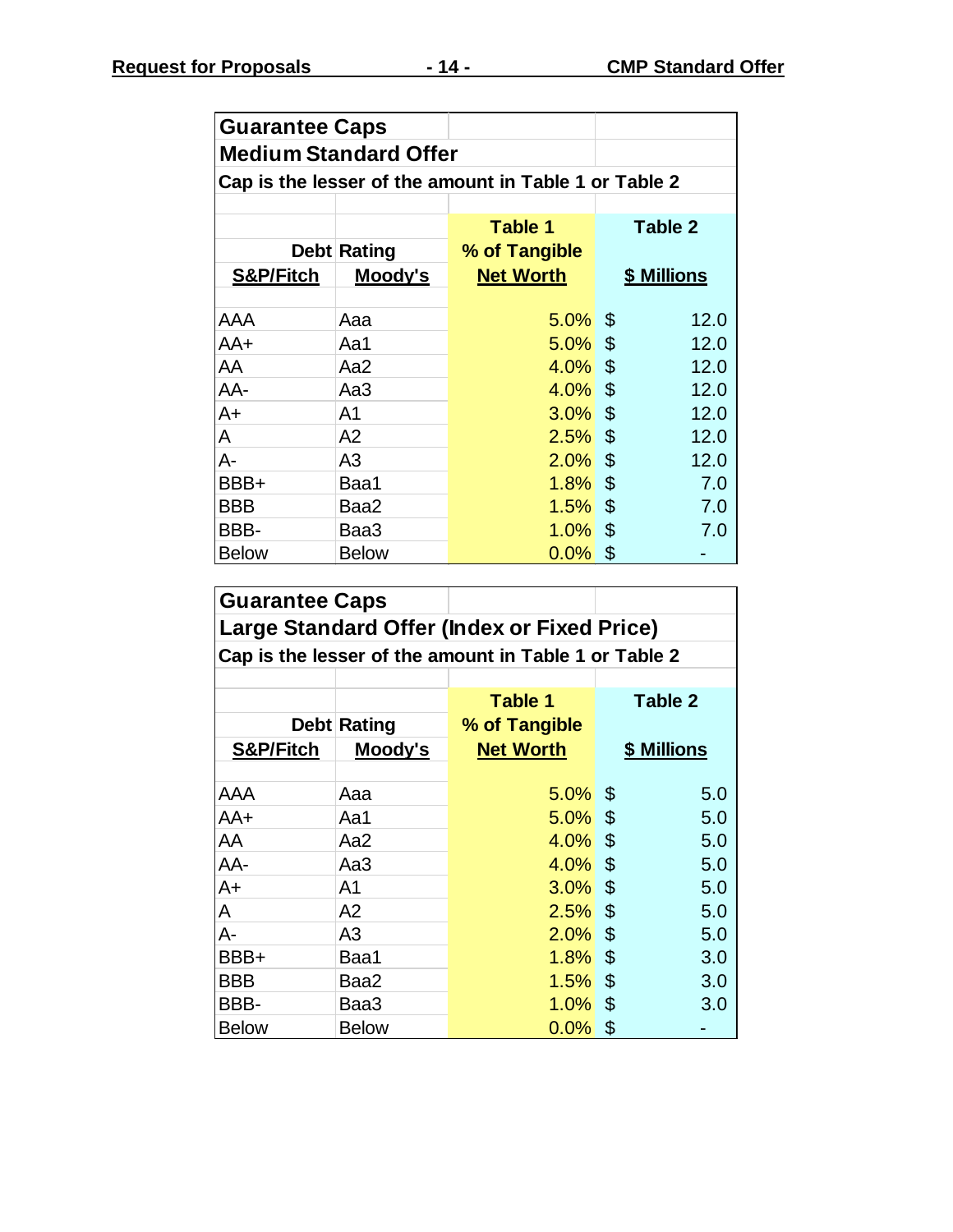**Guarantee Caps**
**Medium Standard Offer**
**Cap is the lesser of the amount in Table 1 or Table 2**

| Debt Rating S&P/Fitch | Debt Rating Moody's | Table 1 % of Tangible Net Worth | Table 2 $ Millions |
|---|---|---|---|
| AAA | Aaa | 5.0% | $ 12.0 |
| AA+ | Aa1 | 5.0% | $ 12.0 |
| AA | Aa2 | 4.0% | $ 12.0 |
| AA- | Aa3 | 4.0% | $ 12.0 |
| A+ | A1 | 3.0% | $ 12.0 |
| A | A2 | 2.5% | $ 12.0 |
| A- | A3 | 2.0% | $ 12.0 |
| BBB+ | Baa1 | 1.8% | $ 7.0 |
| BBB | Baa2 | 1.5% | $ 7.0 |
| BBB- | Baa3 | 1.0% | $ 7.0 |
| Below | Below | 0.0% | $ - |

**Guarantee Caps**
**Large Standard Offer (Index or Fixed Price)**
**Cap is the lesser of the amount in Table 1 or Table 2**

| Debt Rating S&P/Fitch | Debt Rating Moody's | Table 1 % of Tangible Net Worth | Table 2 $ Millions |
|---|---|---|---|
| AAA | Aaa | 5.0% | $ 5.0 |
| AA+ | Aa1 | 5.0% | $ 5.0 |
| AA | Aa2 | 4.0% | $ 5.0 |
| AA- | Aa3 | 4.0% | $ 5.0 |
| A+ | A1 | 3.0% | $ 5.0 |
| A | A2 | 2.5% | $ 5.0 |
| A- | A3 | 2.0% | $ 5.0 |
| BBB+ | Baa1 | 1.8% | $ 3.0 |
| BBB | Baa2 | 1.5% | $ 3.0 |
| BBB- | Baa3 | 1.0% | $ 3.0 |
| Below | Below | 0.0% | $ - |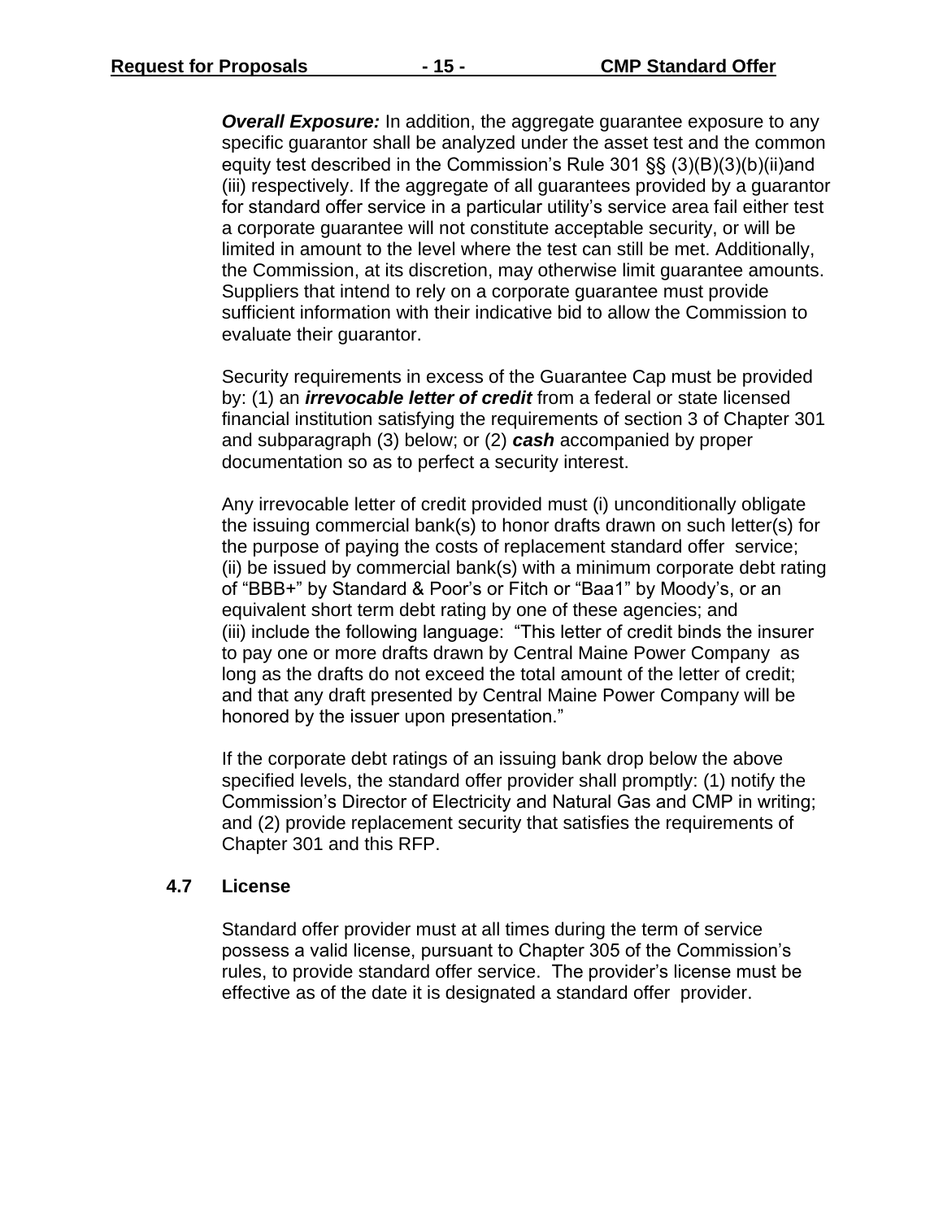***Overall Exposure:*** In addition, the aggregate guarantee exposure to any specific guarantor shall be analyzed under the asset test and the common equity test described in the Commission's Rule 301 §§ (3)(B)(3)(b)(ii)and (iii) respectively. If the aggregate of all guarantees provided by a guarantor for standard offer service in a particular utility's service area fail either test a corporate guarantee will not constitute acceptable security, or will be limited in amount to the level where the test can still be met. Additionally, the Commission, at its discretion, may otherwise limit guarantee amounts. Suppliers that intend to rely on a corporate guarantee must provide sufficient information with their indicative bid to allow the Commission to evaluate their guarantor.

Security requirements in excess of the Guarantee Cap must be provided by: (1) an ***irrevocable letter of credit*** from a federal or state licensed financial institution satisfying the requirements of section 3 of Chapter 301 and subparagraph (3) below; or (2) ***cash*** accompanied by proper documentation so as to perfect a security interest.

Any irrevocable letter of credit provided must (i) unconditionally obligate the issuing commercial bank(s) to honor drafts drawn on such letter(s) for the purpose of paying the costs of replacement standard offer service; (ii) be issued by commercial bank(s) with a minimum corporate debt rating of "BBB+" by Standard & Poor's or Fitch or "Baa1" by Moody's, or an equivalent short term debt rating by one of these agencies; and (iii) include the following language: "This letter of credit binds the insurer to pay one or more drafts drawn by Central Maine Power Company as long as the drafts do not exceed the total amount of the letter of credit; and that any draft presented by Central Maine Power Company will be honored by the issuer upon presentation."

If the corporate debt ratings of an issuing bank drop below the above specified levels, the standard offer provider shall promptly: (1) notify the Commission's Director of Electricity and Natural Gas and CMP in writing; and (2) provide replacement security that satisfies the requirements of Chapter 301 and this RFP.

### 4.7 License

Standard offer provider must at all times during the term of service possess a valid license, pursuant to Chapter 305 of the Commission's rules, to provide standard offer service. The provider's license must be effective as of the date it is designated a standard offer provider.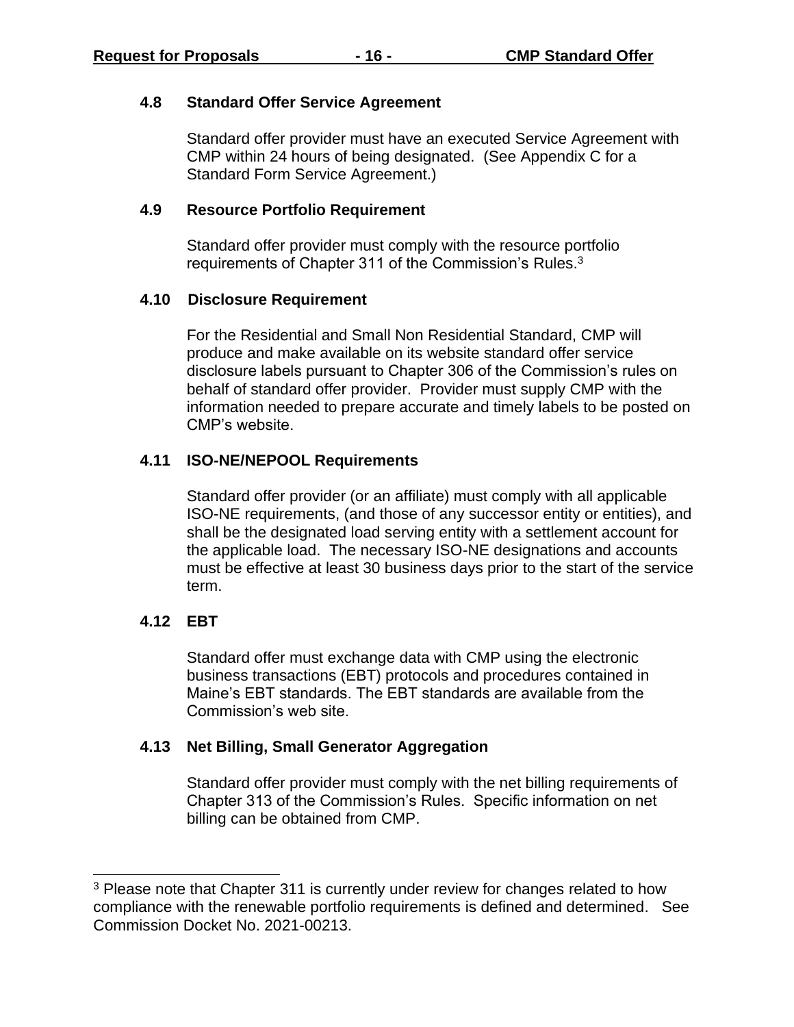### 4.8 Standard Offer Service Agreement

Standard offer provider must have an executed Service Agreement with CMP within 24 hours of being designated. (See Appendix C for a Standard Form Service Agreement.)

### 4.9 Resource Portfolio Requirement

Standard offer provider must comply with the resource portfolio requirements of Chapter 311 of the Commission's Rules.[3]

### 4.10 Disclosure Requirement

For the Residential and Small Non Residential Standard, CMP will produce and make available on its website standard offer service disclosure labels pursuant to Chapter 306 of the Commission's rules on behalf of standard offer provider. Provider must supply CMP with the information needed to prepare accurate and timely labels to be posted on CMP's website.

### 4.11 ISO-NE/NEPOOL Requirements

Standard offer provider (or an affiliate) must comply with all applicable ISO-NE requirements, (and those of any successor entity or entities), and shall be the designated load serving entity with a settlement account for the applicable load. The necessary ISO-NE designations and accounts must be effective at least 30 business days prior to the start of the service term.

### 4.12 EBT

Standard offer must exchange data with CMP using the electronic business transactions (EBT) protocols and procedures contained in Maine's EBT standards. The EBT standards are available from the Commission's web site.

### 4.13 Net Billing, Small Generator Aggregation

Standard offer provider must comply with the net billing requirements of Chapter 313 of the Commission's Rules. Specific information on net billing can be obtained from CMP.

---

[3] Please note that Chapter 311 is currently under review for changes related to how compliance with the renewable portfolio requirements is defined and determined. See Commission Docket No. 2021-00213.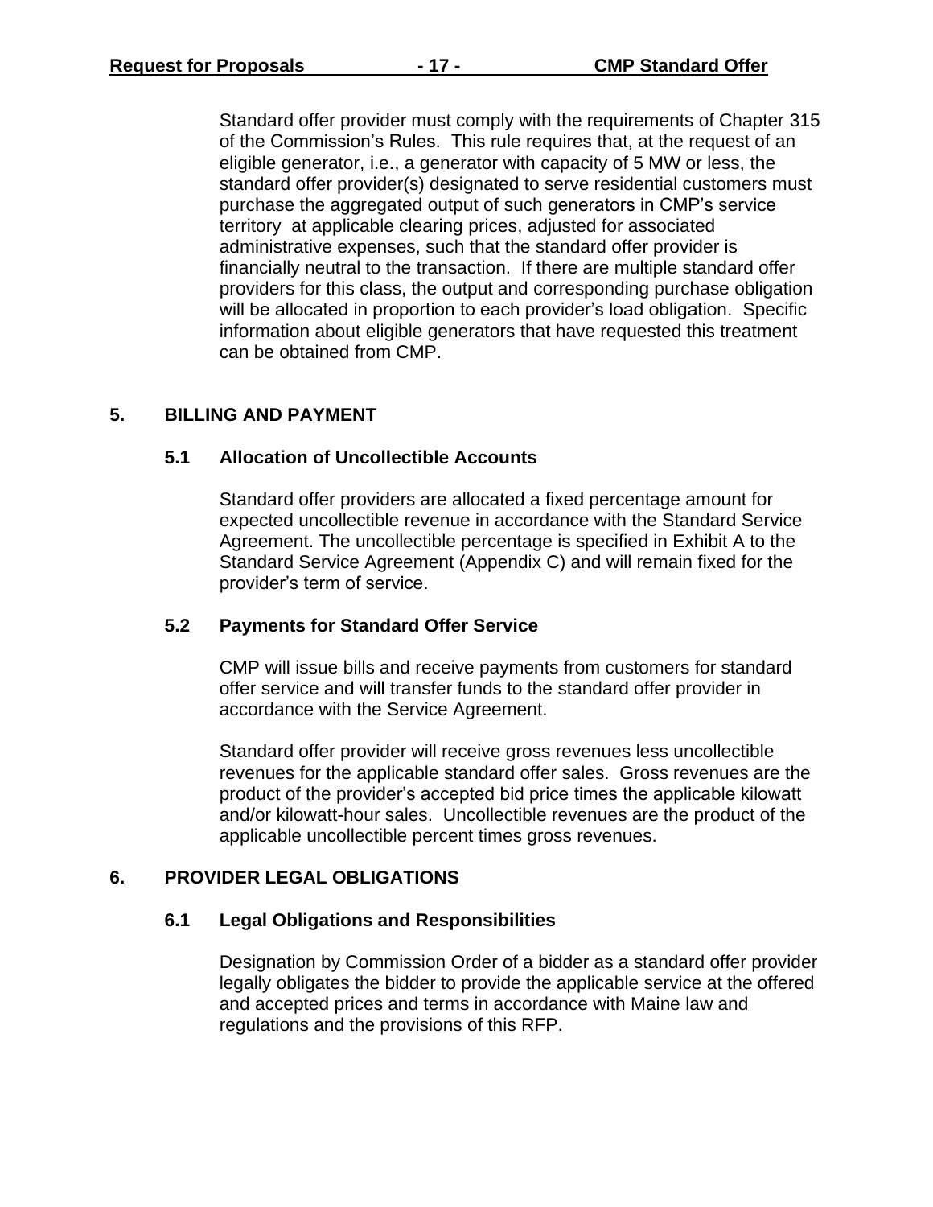Standard offer provider must comply with the requirements of Chapter 315 of the Commission's Rules. This rule requires that, at the request of an eligible generator, i.e., a generator with capacity of 5 MW or less, the standard offer provider(s) designated to serve residential customers must purchase the aggregated output of such generators in CMP's service territory at applicable clearing prices, adjusted for associated administrative expenses, such that the standard offer provider is financially neutral to the transaction. If there are multiple standard offer providers for this class, the output and corresponding purchase obligation will be allocated in proportion to each provider's load obligation. Specific information about eligible generators that have requested this treatment can be obtained from CMP.

## 5. BILLING AND PAYMENT

### 5.1 Allocation of Uncollectible Accounts

Standard offer providers are allocated a fixed percentage amount for expected uncollectible revenue in accordance with the Standard Service Agreement. The uncollectible percentage is specified in Exhibit A to the Standard Service Agreement (Appendix C) and will remain fixed for the provider's term of service.

### 5.2 Payments for Standard Offer Service

CMP will issue bills and receive payments from customers for standard offer service and will transfer funds to the standard offer provider in accordance with the Service Agreement.

Standard offer provider will receive gross revenues less uncollectible revenues for the applicable standard offer sales. Gross revenues are the product of the provider's accepted bid price times the applicable kilowatt and/or kilowatt-hour sales. Uncollectible revenues are the product of the applicable uncollectible percent times gross revenues.

## 6. PROVIDER LEGAL OBLIGATIONS

### 6.1 Legal Obligations and Responsibilities

Designation by Commission Order of a bidder as a standard offer provider legally obligates the bidder to provide the applicable service at the offered and accepted prices and terms in accordance with Maine law and regulations and the provisions of this RFP.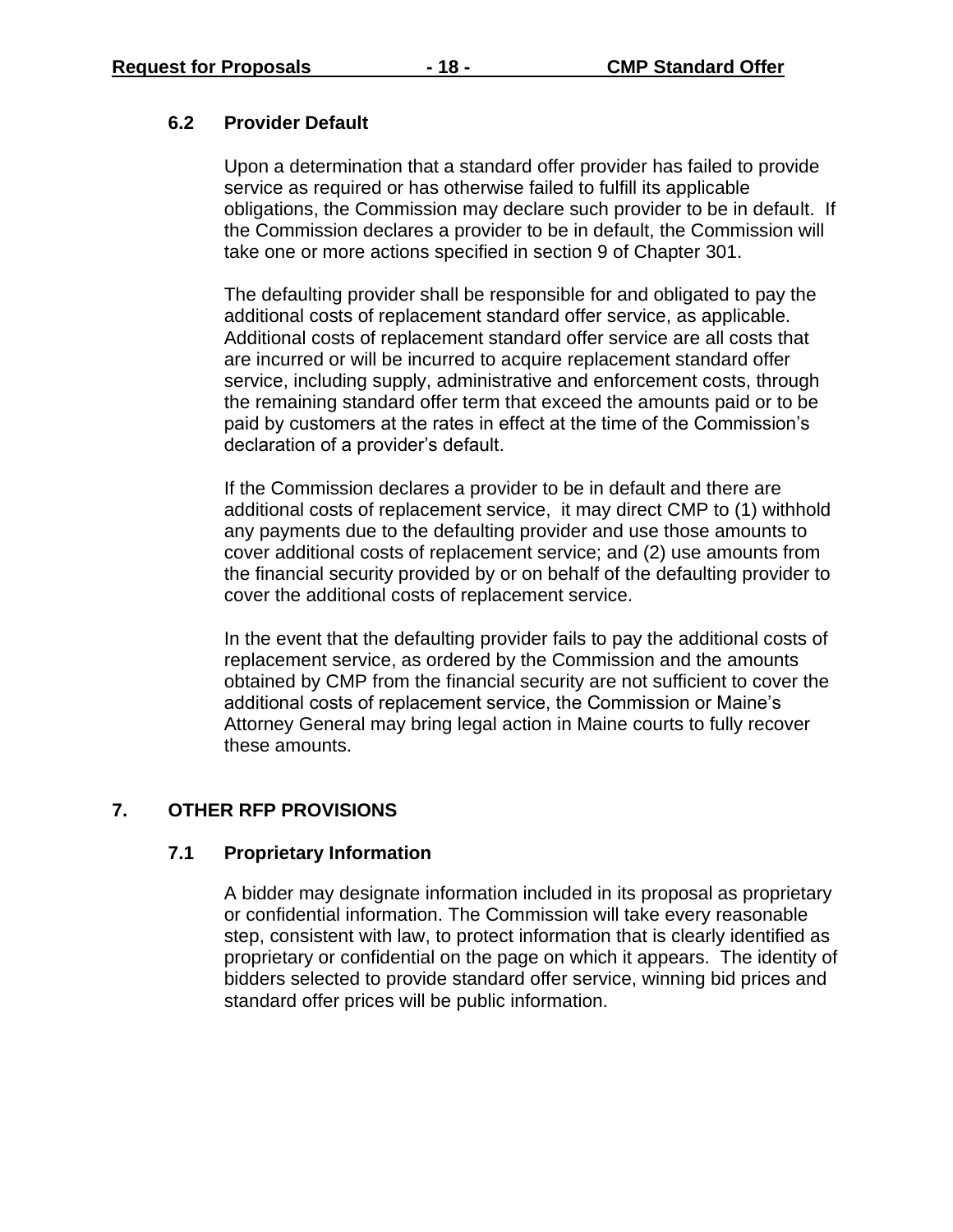### 6.2 Provider Default

Upon a determination that a standard offer provider has failed to provide service as required or has otherwise failed to fulfill its applicable obligations, the Commission may declare such provider to be in default. If the Commission declares a provider to be in default, the Commission will take one or more actions specified in section 9 of Chapter 301.

The defaulting provider shall be responsible for and obligated to pay the additional costs of replacement standard offer service, as applicable. Additional costs of replacement standard offer service are all costs that are incurred or will be incurred to acquire replacement standard offer service, including supply, administrative and enforcement costs, through the remaining standard offer term that exceed the amounts paid or to be paid by customers at the rates in effect at the time of the Commission's declaration of a provider's default.

If the Commission declares a provider to be in default and there are additional costs of replacement service, it may direct CMP to (1) withhold any payments due to the defaulting provider and use those amounts to cover additional costs of replacement service; and (2) use amounts from the financial security provided by or on behalf of the defaulting provider to cover the additional costs of replacement service.

In the event that the defaulting provider fails to pay the additional costs of replacement service, as ordered by the Commission and the amounts obtained by CMP from the financial security are not sufficient to cover the additional costs of replacement service, the Commission or Maine's Attorney General may bring legal action in Maine courts to fully recover these amounts.

## 7. OTHER RFP PROVISIONS

### 7.1 Proprietary Information

A bidder may designate information included in its proposal as proprietary or confidential information. The Commission will take every reasonable step, consistent with law, to protect information that is clearly identified as proprietary or confidential on the page on which it appears. The identity of bidders selected to provide standard offer service, winning bid prices and standard offer prices will be public information.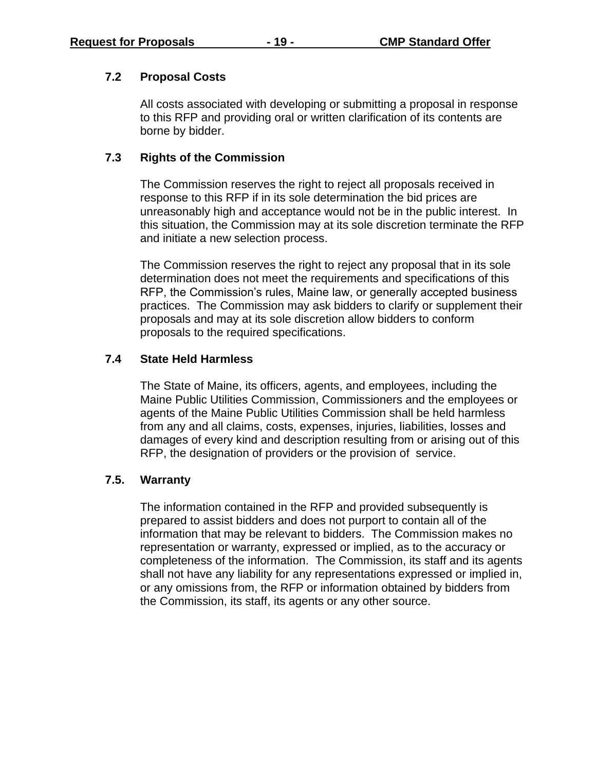### 7.2 Proposal Costs

All costs associated with developing or submitting a proposal in response to this RFP and providing oral or written clarification of its contents are borne by bidder.

### 7.3 Rights of the Commission

The Commission reserves the right to reject all proposals received in response to this RFP if in its sole determination the bid prices are unreasonably high and acceptance would not be in the public interest. In this situation, the Commission may at its sole discretion terminate the RFP and initiate a new selection process.

The Commission reserves the right to reject any proposal that in its sole determination does not meet the requirements and specifications of this RFP, the Commission's rules, Maine law, or generally accepted business practices. The Commission may ask bidders to clarify or supplement their proposals and may at its sole discretion allow bidders to conform proposals to the required specifications.

### 7.4 State Held Harmless

The State of Maine, its officers, agents, and employees, including the Maine Public Utilities Commission, Commissioners and the employees or agents of the Maine Public Utilities Commission shall be held harmless from any and all claims, costs, expenses, injuries, liabilities, losses and damages of every kind and description resulting from or arising out of this RFP, the designation of providers or the provision of service.

### 7.5. Warranty

The information contained in the RFP and provided subsequently is prepared to assist bidders and does not purport to contain all of the information that may be relevant to bidders. The Commission makes no representation or warranty, expressed or implied, as to the accuracy or completeness of the information. The Commission, its staff and its agents shall not have any liability for any representations expressed or implied in, or any omissions from, the RFP or information obtained by bidders from the Commission, its staff, its agents or any other source.